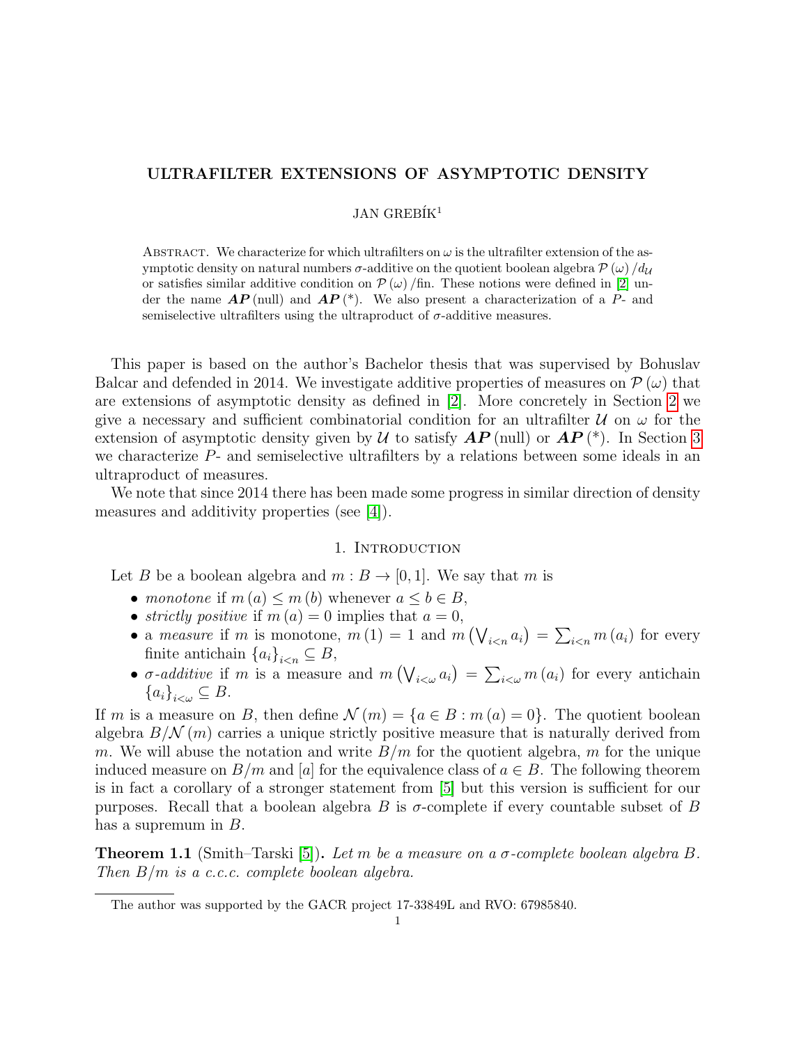# ULTRAFILTER EXTENSIONS OF ASYMPTOTIC DENSITY

JAN GREBÍK[1]

Abstract. We characterize for which ultrafilters on $\omega$ is the ultrafilter extension of the asymptotic density on natural numbers $\sigma$-additive on the quotient boolean algebra $\mathcal{P}(\omega)/d_{\mathcal{U}}$ or satisfies similar additive condition on $\mathcal{P}(\omega)/\text{fin}$. These notions were defined in [2] under the name $\boldsymbol{AP}(\text{null})$ and $\boldsymbol{AP}(*)$. We also present a characterization of a $P$- and semiselective ultrafilters using the ultraproduct of $\sigma$-additive measures.

This paper is based on the author's Bachelor thesis that was supervised by Bohuslav Balcar and defended in 2014. We investigate additive properties of measures on $\mathcal{P}(\omega)$ that are extensions of asymptotic density as defined in [2]. More concretely in Section 2 we give a necessary and sufficient combinatorial condition for an ultrafilter $\mathcal{U}$ on $\omega$ for the extension of asymptotic density given by $\mathcal{U}$ to satisfy $\boldsymbol{AP}(\text{null})$ or $\boldsymbol{AP}(*)$. In Section 3 we characterize $P$- and semiselective ultrafilters by a relations between some ideals in an ultraproduct of measures.

We note that since 2014 there has been made some progress in similar direction of density measures and additivity properties (see [4]).

## 1. Introduction

Let $B$ be a boolean algebra and $m : B \to [0, 1]$. We say that $m$ is

- *monotone* if $m(a) \leq m(b)$ whenever $a \leq b \in B$,
- *strictly positive* if $m(a) = 0$ implies that $a = 0$,
- a *measure* if $m$ is monotone, $m(1) = 1$ and $m\left(\bigvee_{i<n} a_i\right) = \sum_{i<n} m(a_i)$ for every finite antichain $\{a_i\}_{i<n} \subseteq B$,
- *$\sigma$-additive* if $m$ is a measure and $m\left(\bigvee_{i<\omega} a_i\right) = \sum_{i<\omega} m(a_i)$ for every antichain $\{a_i\}_{i<\omega} \subseteq B$.

If $m$ is a measure on $B$, then define $\mathcal{N}(m) = \{a \in B : m(a) = 0\}$. The quotient boolean algebra $B/\mathcal{N}(m)$ carries a unique strictly positive measure that is naturally derived from $m$. We will abuse the notation and write $B/m$ for the quotient algebra, $m$ for the unique induced measure on $B/m$ and $[a]$ for the equivalence class of $a \in B$. The following theorem is in fact a corollary of a stronger statement from [5] but this version is sufficient for our purposes. Recall that a boolean algebra $B$ is $\sigma$-complete if every countable subset of $B$ has a supremum in $B$.

**Theorem 1.1** (Smith–Tarski [5]). *Let $m$ be a measure on a $\sigma$-complete boolean algebra $B$. Then $B/m$ is a c.c.c. complete boolean algebra.*

The author was supported by the GACR project 17-33849L and RVO: 67985840.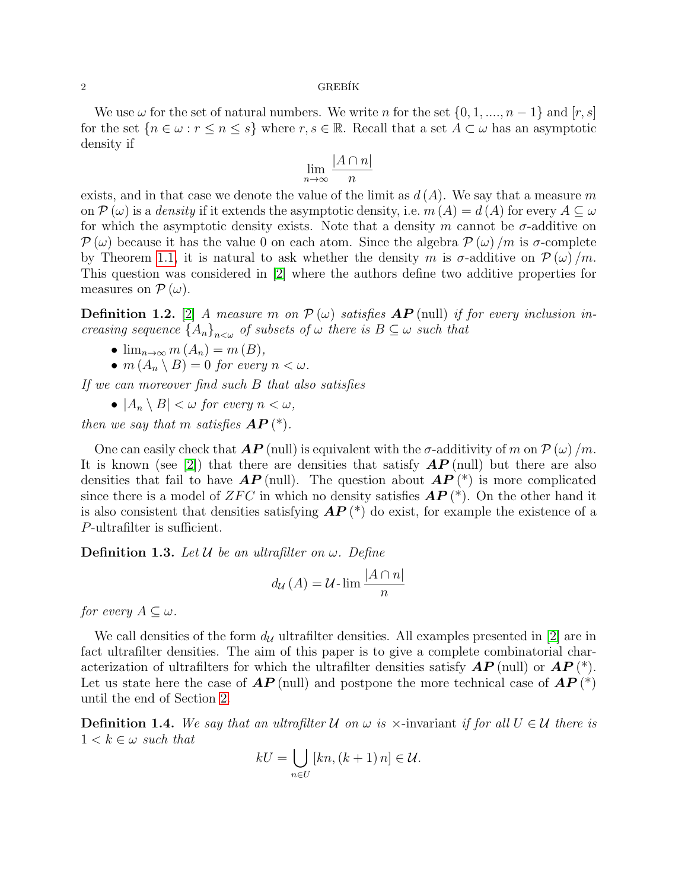We use $\omega$ for the set of natural numbers. We write $n$ for the set $\{0, 1, ...., n-1\}$ and $[r, s]$ for the set $\{n \in \omega : r \leq n \leq s\}$ where $r, s \in \mathbb{R}$. Recall that a set $A \subset \omega$ has an asymptotic density if

$$\lim_{n \to \infty} \frac{|A \cap n|}{n}$$

exists, and in that case we denote the value of the limit as $d(A)$. We say that a measure $m$ on $\mathcal{P}(\omega)$ is a *density* if it extends the asymptotic density, i.e. $m(A) = d(A)$ for every $A \subseteq \omega$ for which the asymptotic density exists. Note that a density $m$ cannot be $\sigma$-additive on $\mathcal{P}(\omega)$ because it has the value 0 on each atom. Since the algebra $\mathcal{P}(\omega)/m$ is $\sigma$-complete by Theorem 1.1, it is natural to ask whether the density $m$ is $\sigma$-additive on $\mathcal{P}(\omega)/m$. This question was considered in [2] where the authors define two additive properties for measures on $\mathcal{P}(\omega)$.

**Definition 1.2.** [2] *A measure $m$ on $\mathcal{P}(\omega)$ satisfies $\boldsymbol{AP}(\text{null})$ if for every inclusion increasing sequence $\{A_n\}_{n<\omega}$ of subsets of $\omega$ there is $B \subseteq \omega$ such that*

- $\lim_{n\to\infty} m(A_n) = m(B)$,
- $m(A_n \setminus B) = 0$ *for every* $n < \omega$.

*If we can moreover find such $B$ that also satisfies*

- $|A_n \setminus B| < \omega$ *for every* $n < \omega$,

*then we say that $m$ satisfies $\boldsymbol{AP}(*)$.*

One can easily check that $\boldsymbol{AP}(\text{null})$ is equivalent with the $\sigma$-additivity of $m$ on $\mathcal{P}(\omega)/m$. It is known (see [2]) that there are densities that satisfy $\boldsymbol{AP}(\text{null})$ but there are also densities that fail to have $\boldsymbol{AP}(\text{null})$. The question about $\boldsymbol{AP}(*)$ is more complicated since there is a model of $ZFC$ in which no density satisfies $\boldsymbol{AP}(*)$. On the other hand it is also consistent that densities satisfying $\boldsymbol{AP}(*)$ do exist, for example the existence of a $P$-ultrafilter is sufficient.

**Definition 1.3.** *Let $\mathcal{U}$ be an ultrafilter on $\omega$. Define*

$$d_{\mathcal{U}}(A) = \mathcal{U}\text{-}\lim \frac{|A \cap n|}{n}$$

*for every $A \subseteq \omega$.*

We call densities of the form $d_{\mathcal{U}}$ ultrafilter densities. All examples presented in [2] are in fact ultrafilter densities. The aim of this paper is to give a complete combinatorial characterization of ultrafilters for which the ultrafilter densities satisfy $\boldsymbol{AP}(\text{null})$ or $\boldsymbol{AP}(*)$. Let us state here the case of $\boldsymbol{AP}(\text{null})$ and postpone the more technical case of $\boldsymbol{AP}(*)$ until the end of Section 2.

**Definition 1.4.** *We say that an ultrafilter $\mathcal{U}$ on $\omega$ is* $\times$-invariant *if for all $U \in \mathcal{U}$ there is $1 < k \in \omega$ such that*

$$kU = \bigcup_{n \in U} [kn, (k+1)n] \in \mathcal{U}.$$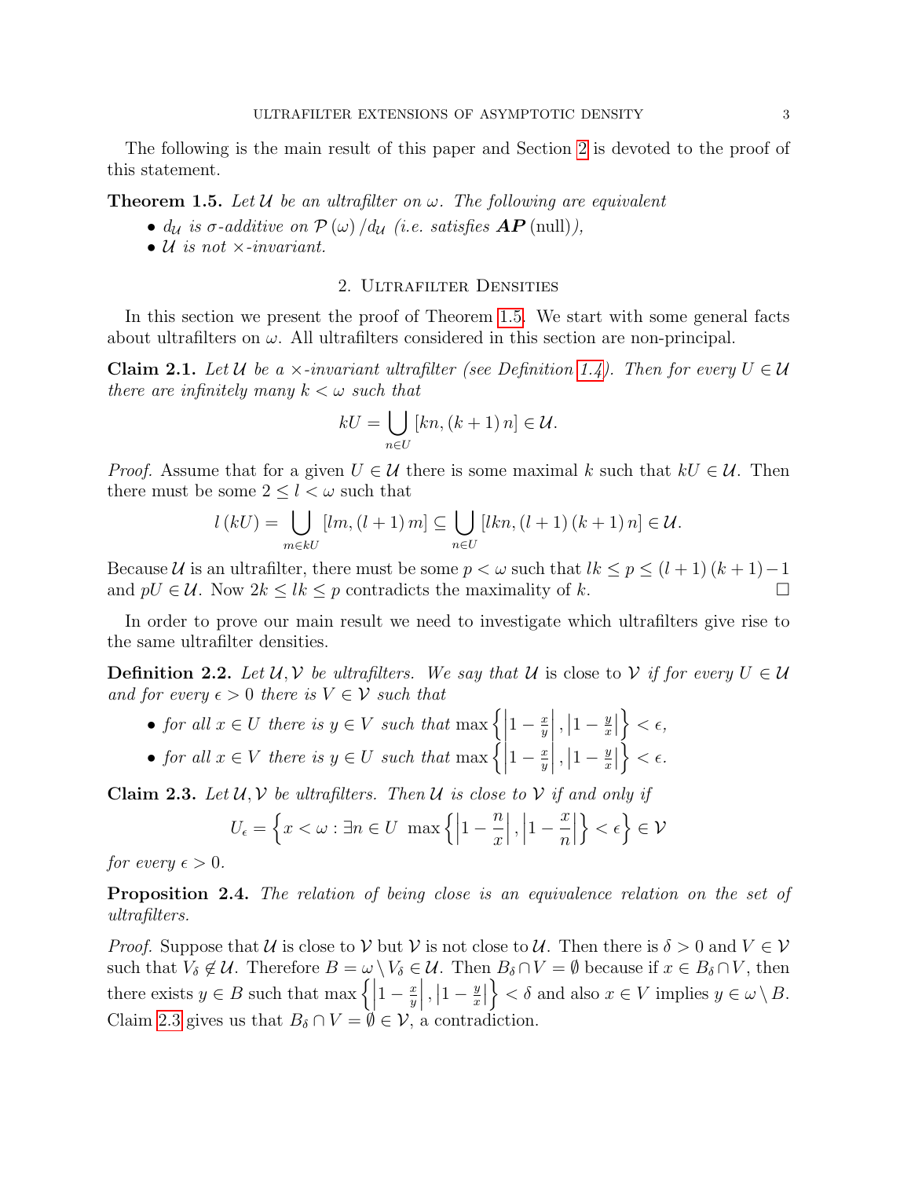The following is the main result of this paper and Section 2 is devoted to the proof of this statement.

**Theorem 1.5.** *Let $\mathcal{U}$ be an ultrafilter on $\omega$. The following are equivalent*

- *$d_{\mathcal{U}}$ is $\sigma$-additive on $\mathcal{P}(\omega)/d_{\mathcal{U}}$ (i.e. satisfies $\boldsymbol{AP}(\text{null})$),*
- *$\mathcal{U}$ is not $\times$-invariant.*

## 2. Ultrafilter Densities

In this section we present the proof of Theorem 1.5. We start with some general facts about ultrafilters on $\omega$. All ultrafilters considered in this section are non-principal.

**Claim 2.1.** *Let $\mathcal{U}$ be a $\times$-invariant ultrafilter (see Definition 1.4). Then for every $U \in \mathcal{U}$ there are infinitely many $k < \omega$ such that*

$$kU = \bigcup_{n \in U} [kn, (k+1)\, n] \in \mathcal{U}.$$

*Proof.* Assume that for a given $U \in \mathcal{U}$ there is some maximal $k$ such that $kU \in \mathcal{U}$. Then there must be some $2 \leq l < \omega$ such that

$$l\,(kU) = \bigcup_{m \in kU} [lm, (l+1)\, m] \subseteq \bigcup_{n \in U} [lkn, (l+1)\,(k+1)\, n] \in \mathcal{U}.$$

Because $\mathcal{U}$ is an ultrafilter, there must be some $p < \omega$ such that $lk \leq p \leq (l+1)\,(k+1) - 1$ and $pU \in \mathcal{U}$. Now $2k \leq lk \leq p$ contradicts the maximality of $k$. $\square$

In order to prove our main result we need to investigate which ultrafilters give rise to the same ultrafilter densities.

**Definition 2.2.** *Let $\mathcal{U}, \mathcal{V}$ be ultrafilters. We say that $\mathcal{U}$* is close to *$\mathcal{V}$ if for every $U \in \mathcal{U}$ and for every $\epsilon > 0$ there is $V \in \mathcal{V}$ such that*

- *for all $x \in U$ there is $y \in V$ such that $\max\left\{\left|1 - \frac{x}{y}\right|, \left|1 - \frac{y}{x}\right|\right\} < \epsilon$,*
- *for all $x \in V$ there is $y \in U$ such that $\max\left\{\left|1 - \frac{x}{y}\right|, \left|1 - \frac{y}{x}\right|\right\} < \epsilon$.*

**Claim 2.3.** *Let $\mathcal{U}, \mathcal{V}$ be ultrafilters. Then $\mathcal{U}$ is close to $\mathcal{V}$ if and only if*

$$U_\epsilon = \left\{x < \omega : \exists n \in U \;\; \max\left\{\left|1 - \frac{n}{x}\right|, \left|1 - \frac{x}{n}\right|\right\} < \epsilon\right\} \in \mathcal{V}$$

*for every $\epsilon > 0$.*

**Proposition 2.4.** *The relation of being close is an equivalence relation on the set of ultrafilters.*

*Proof.* Suppose that $\mathcal{U}$ is close to $\mathcal{V}$ but $\mathcal{V}$ is not close to $\mathcal{U}$. Then there is $\delta > 0$ and $V \in \mathcal{V}$ such that $V_\delta \notin \mathcal{U}$. Therefore $B = \omega \setminus V_\delta \in \mathcal{U}$. Then $B_\delta \cap V = \emptyset$ because if $x \in B_\delta \cap V$, then there exists $y \in B$ such that $\max\left\{\left|1 - \frac{x}{y}\right|, \left|1 - \frac{y}{x}\right|\right\} < \delta$ and also $x \in V$ implies $y \in \omega \setminus B$. Claim 2.3 gives us that $B_\delta \cap V = \emptyset \in \mathcal{V}$, a contradiction.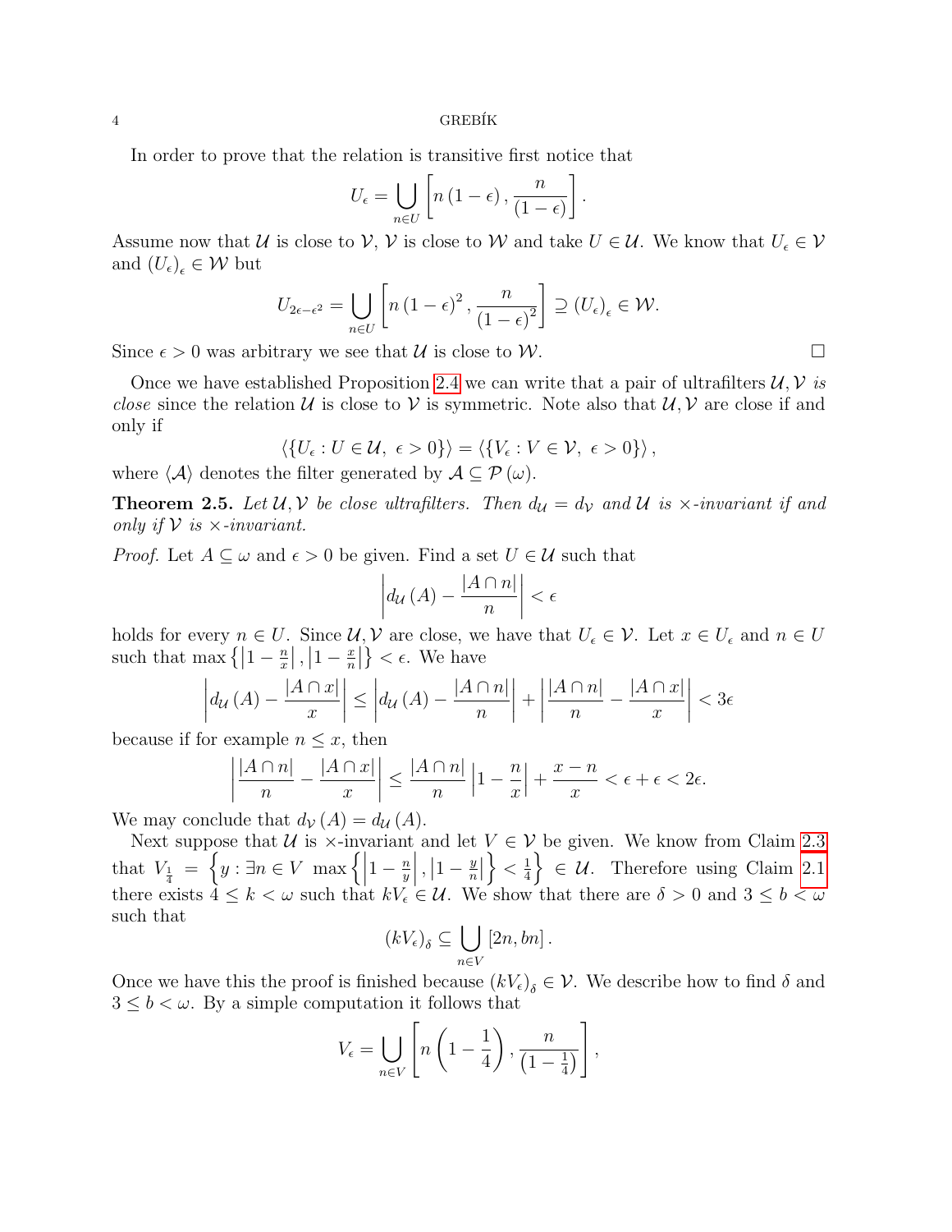In order to prove that the relation is transitive first notice that

$$U_\epsilon = \bigcup_{n \in U} \left[ n\left(1-\epsilon\right), \frac{n}{\left(1-\epsilon\right)} \right].$$

Assume now that $\mathcal{U}$ is close to $\mathcal{V}$, $\mathcal{V}$ is close to $\mathcal{W}$ and take $U \in \mathcal{U}$. We know that $U_\epsilon \in \mathcal{V}$ and $\left(U_\epsilon\right)_\epsilon \in \mathcal{W}$ but

$$U_{2\epsilon - \epsilon^2} = \bigcup_{n \in U} \left[ n\left(1-\epsilon\right)^2, \frac{n}{\left(1-\epsilon\right)^2} \right] \supseteq \left(U_\epsilon\right)_\epsilon \in \mathcal{W}.$$

Since $\epsilon > 0$ was arbitrary we see that $\mathcal{U}$ is close to $\mathcal{W}$. □

Once we have established Proposition 2.4 we can write that a pair of ultrafilters $\mathcal{U}, \mathcal{V}$ *is close* since the relation $\mathcal{U}$ is close to $\mathcal{V}$ is symmetric. Note also that $\mathcal{U}, \mathcal{V}$ are close if and only if

$$\left\langle \left\{ U_\epsilon : U \in \mathcal{U},\ \epsilon > 0 \right\} \right\rangle = \left\langle \left\{ V_\epsilon : V \in \mathcal{V},\ \epsilon > 0 \right\} \right\rangle,$$

where $\langle \mathcal{A} \rangle$ denotes the filter generated by $\mathcal{A} \subseteq \mathcal{P}\left(\omega\right)$.

**Theorem 2.5.** *Let $\mathcal{U}, \mathcal{V}$ be close ultrafilters. Then $d_\mathcal{U} = d_\mathcal{V}$ and $\mathcal{U}$ is $\times$-invariant if and only if $\mathcal{V}$ is $\times$-invariant.*

*Proof.* Let $A \subseteq \omega$ and $\epsilon > 0$ be given. Find a set $U \in \mathcal{U}$ such that

$$\left| d_\mathcal{U}\left(A\right) - \frac{\left|A \cap n\right|}{n} \right| < \epsilon$$

holds for every $n \in U$. Since $\mathcal{U}, \mathcal{V}$ are close, we have that $U_\epsilon \in \mathcal{V}$. Let $x \in U_\epsilon$ and $n \in U$ such that $\max\left\{ \left|1 - \frac{n}{x}\right|, \left|1 - \frac{x}{n}\right| \right\} < \epsilon$. We have

$$\left| d_\mathcal{U}\left(A\right) - \frac{\left|A \cap x\right|}{x} \right| \leq \left| d_\mathcal{U}\left(A\right) - \frac{\left|A \cap n\right|}{n} \right| + \left| \frac{\left|A \cap n\right|}{n} - \frac{\left|A \cap x\right|}{x} \right| < 3\epsilon$$

because if for example $n \leq x$, then

$$\left| \frac{\left|A \cap n\right|}{n} - \frac{\left|A \cap x\right|}{x} \right| \leq \frac{\left|A \cap n\right|}{n} \left|1 - \frac{n}{x}\right| + \frac{x - n}{x} < \epsilon + \epsilon < 2\epsilon.$$

We may conclude that $d_\mathcal{V}\left(A\right) = d_\mathcal{U}\left(A\right)$.

Next suppose that $\mathcal{U}$ is $\times$-invariant and let $V \in \mathcal{V}$ be given. We know from Claim 2.3 that $V_{\frac{1}{4}} = \left\{ y : \exists n \in V \ \max\left\{ \left|1 - \frac{n}{y}\right|, \left|1 - \frac{y}{n}\right| \right\} < \frac{1}{4} \right\} \in \mathcal{U}$. Therefore using Claim 2.1 there exists $4 \leq k < \omega$ such that $kV_\epsilon \in \mathcal{U}$. We show that there are $\delta > 0$ and $3 \leq b < \omega$ such that

$$\left(kV_\epsilon\right)_\delta \subseteq \bigcup_{n \in V} \left[2n, bn\right].$$

Once we have this the proof is finished because $\left(kV_\epsilon\right)_\delta \in \mathcal{V}$. We describe how to find $\delta$ and $3 \leq b < \omega$. By a simple computation it follows that

$$V_\epsilon = \bigcup_{n \in V} \left[ n\left(1 - \frac{1}{4}\right), \frac{n}{\left(1 - \frac{1}{4}\right)} \right],$$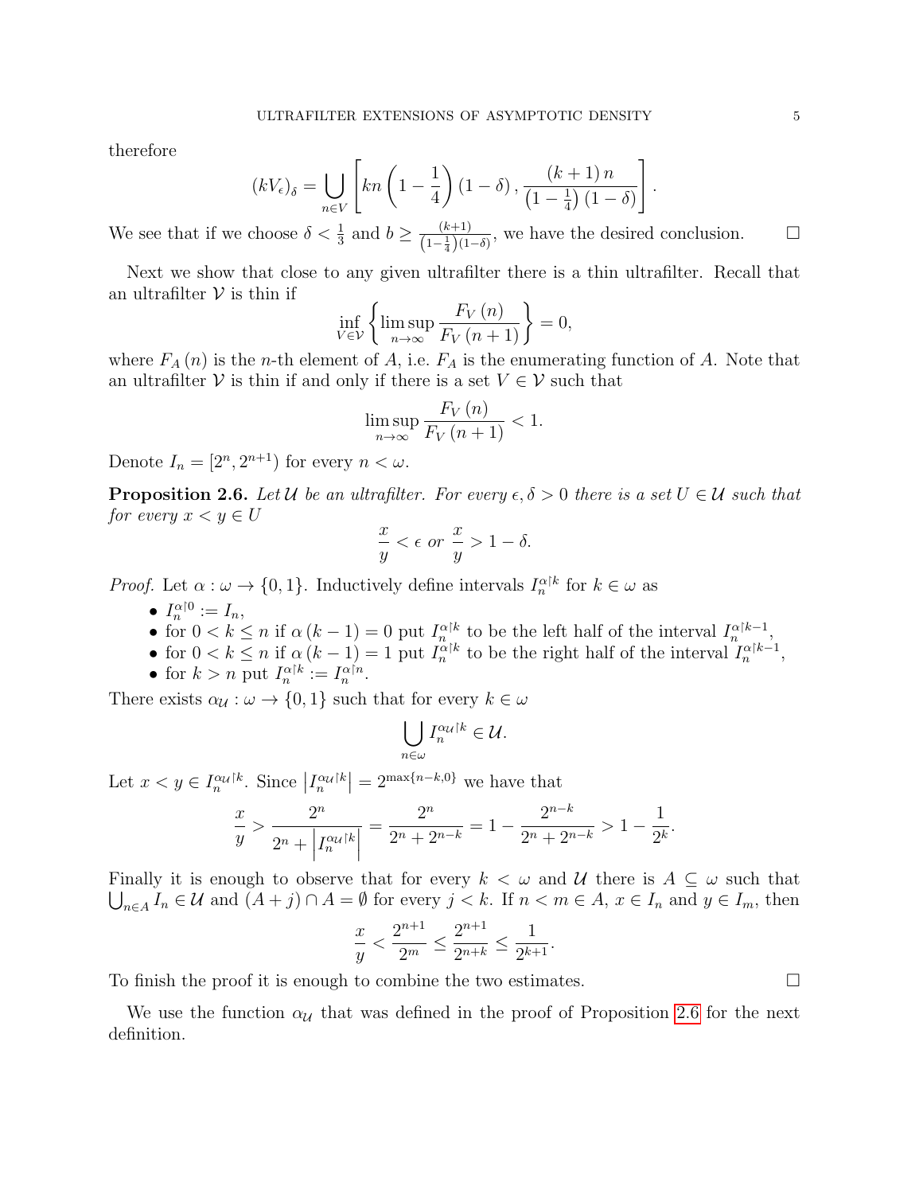therefore

$$(kV_\epsilon)_\delta = \bigcup_{n\in V}\left[kn\left(1-\frac{1}{4}\right)(1-\delta), \frac{(k+1)\,n}{\left(1-\frac{1}{4}\right)(1-\delta)}\right].$$

We see that if we choose $\delta < \frac{1}{3}$ and $b \geq \frac{(k+1)}{\left(1-\frac{1}{4}\right)(1-\delta)}$, we have the desired conclusion. $\square$

Next we show that close to any given ultrafilter there is a thin ultrafilter. Recall that an ultrafilter $\mathcal{V}$ is thin if

$$\inf_{V\in\mathcal{V}}\left\{\limsup_{n\to\infty}\frac{F_V(n)}{F_V(n+1)}\right\} = 0,$$

where $F_A(n)$ is the $n$-th element of $A$, i.e. $F_A$ is the enumerating function of $A$. Note that an ultrafilter $\mathcal{V}$ is thin if and only if there is a set $V \in \mathcal{V}$ such that

$$\limsup_{n\to\infty}\frac{F_V(n)}{F_V(n+1)} < 1.$$

Denote $I_n = [2^n, 2^{n+1})$ for every $n < \omega$.

**Proposition 2.6.** *Let $\mathcal{U}$ be an ultrafilter. For every $\epsilon, \delta > 0$ there is a set $U \in \mathcal{U}$ such that for every $x < y \in U$*

$$\frac{x}{y} < \epsilon \text{ or } \frac{x}{y} > 1-\delta.$$

*Proof.* Let $\alpha : \omega \to \{0,1\}$. Inductively define intervals $I_n^{\alpha\restriction k}$ for $k \in \omega$ as

- $I_n^{\alpha\restriction 0} := I_n$,
- for $0 < k \leq n$ if $\alpha(k-1) = 0$ put $I_n^{\alpha\restriction k}$ to be the left half of the interval $I_n^{\alpha\restriction k-1}$,
- for $0 < k \leq n$ if $\alpha(k-1) = 1$ put $I_n^{\alpha\restriction k}$ to be the right half of the interval $I_n^{\alpha\restriction k-1}$,
- for $k > n$ put $I_n^{\alpha\restriction k} := I_n^{\alpha\restriction n}$.

There exists $\alpha_{\mathcal{U}} : \omega \to \{0,1\}$ such that for every $k \in \omega$

$$\bigcup_{n\in\omega} I_n^{\alpha_{\mathcal{U}}\restriction k} \in \mathcal{U}.$$

Let $x < y \in I_n^{\alpha_{\mathcal{U}}\restriction k}$. Since $\left|I_n^{\alpha_{\mathcal{U}}\restriction k}\right| = 2^{\max\{n-k,0\}}$ we have that

$$\frac{x}{y} > \frac{2^n}{2^n + \left|I_n^{\alpha_{\mathcal{U}}\restriction k}\right|} = \frac{2^n}{2^n + 2^{n-k}} = 1 - \frac{2^{n-k}}{2^n + 2^{n-k}} > 1 - \frac{1}{2^k}.$$

Finally it is enough to observe that for every $k < \omega$ and $\mathcal{U}$ there is $A \subseteq \omega$ such that $\bigcup_{n\in A} I_n \in \mathcal{U}$ and $(A+j)\cap A = \emptyset$ for every $j < k$. If $n < m \in A$, $x \in I_n$ and $y \in I_m$, then

$$\frac{x}{y} < \frac{2^{n+1}}{2^m} \leq \frac{2^{n+1}}{2^{n+k}} \leq \frac{1}{2^{k+1}}.$$

To finish the proof it is enough to combine the two estimates. $\square$

We use the function $\alpha_{\mathcal{U}}$ that was defined in the proof of Proposition 2.6 for the next definition.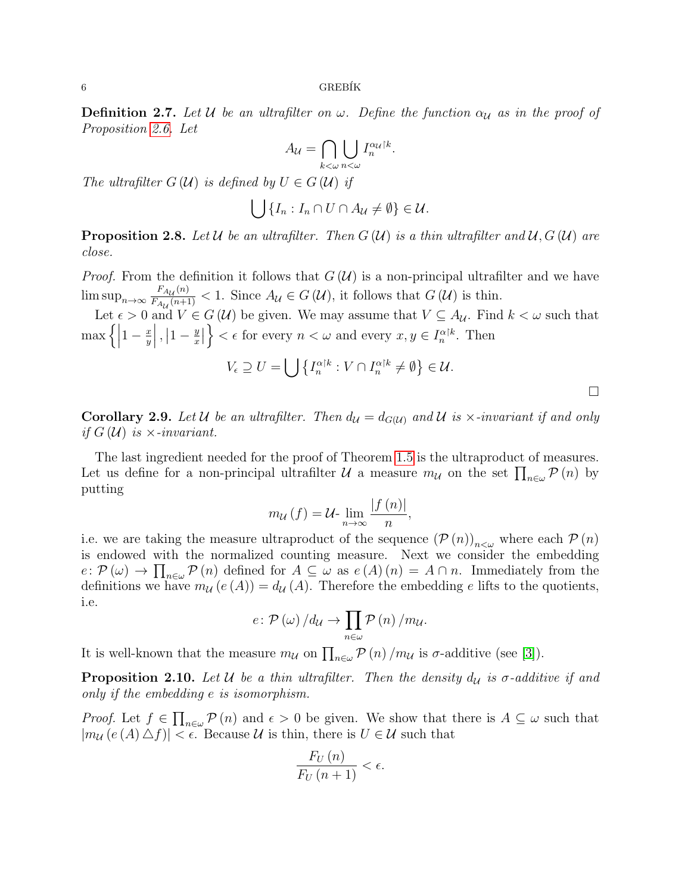**Definition 2.7.** *Let $\mathcal{U}$ be an ultrafilter on $\omega$. Define the function $\alpha_{\mathcal{U}}$ as in the proof of Proposition 2.6. Let*

$$A_{\mathcal{U}} = \bigcap_{k<\omega} \bigcup_{n<\omega} I_n^{\alpha_{\mathcal{U}} \upharpoonright k}.$$

*The ultrafilter $G(\mathcal{U})$ is defined by $U \in G(\mathcal{U})$ if*

$$\bigcup \{I_n : I_n \cap U \cap A_{\mathcal{U}} \neq \emptyset\} \in \mathcal{U}.$$

**Proposition 2.8.** *Let $\mathcal{U}$ be an ultrafilter. Then $G(\mathcal{U})$ is a thin ultrafilter and $\mathcal{U}, G(\mathcal{U})$ are close.*

*Proof.* From the definition it follows that $G(\mathcal{U})$ is a non-principal ultrafilter and we have $\limsup_{n\to\infty} \frac{F_{A_{\mathcal{U}}}(n)}{F_{A_{\mathcal{U}}}(n+1)} < 1$. Since $A_{\mathcal{U}} \in G(\mathcal{U})$, it follows that $G(\mathcal{U})$ is thin.

Let $\epsilon > 0$ and $V \in G(\mathcal{U})$ be given. We may assume that $V \subseteq A_{\mathcal{U}}$. Find $k < \omega$ such that $\max\left\{\left|1 - \frac{x}{y}\right|, \left|1 - \frac{y}{x}\right|\right\} < \epsilon$ for every $n < \omega$ and every $x, y \in I_n^{\alpha\upharpoonright k}$. Then

$$V_\epsilon \supseteq U = \bigcup \left\{I_n^{\alpha\upharpoonright k} : V \cap I_n^{\alpha\upharpoonright k} \neq \emptyset\right\} \in \mathcal{U}.$$

$\square$

**Corollary 2.9.** *Let $\mathcal{U}$ be an ultrafilter. Then $d_{\mathcal{U}} = d_{G(\mathcal{U})}$ and $\mathcal{U}$ is $\times$-invariant if and only if $G(\mathcal{U})$ is $\times$-invariant.*

The last ingredient needed for the proof of Theorem 1.5 is the ultraproduct of measures. Let us define for a non-principal ultrafilter $\mathcal{U}$ a measure $m_{\mathcal{U}}$ on the set $\prod_{n\in\omega} \mathcal{P}(n)$ by putting

$$m_{\mathcal{U}}(f) = \mathcal{U}\text{-}\lim_{n\to\infty} \frac{|f(n)|}{n},$$

i.e. we are taking the measure ultraproduct of the sequence $(\mathcal{P}(n))_{n<\omega}$ where each $\mathcal{P}(n)$ is endowed with the normalized counting measure. Next we consider the embedding $e\colon \mathcal{P}(\omega) \to \prod_{n\in\omega} \mathcal{P}(n)$ defined for $A \subseteq \omega$ as $e(A)(n) = A \cap n$. Immediately from the definitions we have $m_{\mathcal{U}}(e(A)) = d_{\mathcal{U}}(A)$. Therefore the embedding $e$ lifts to the quotients, i.e.

$$e\colon \mathcal{P}(\omega)/d_{\mathcal{U}} \to \prod_{n\in\omega} \mathcal{P}(n)/m_{\mathcal{U}}.$$

It is well-known that the measure $m_{\mathcal{U}}$ on $\prod_{n\in\omega} \mathcal{P}(n)/m_{\mathcal{U}}$ is $\sigma$-additive (see [3]).

**Proposition 2.10.** *Let $\mathcal{U}$ be a thin ultrafilter. Then the density $d_{\mathcal{U}}$ is $\sigma$-additive if and only if the embedding $e$ is isomorphism.*

*Proof.* Let $f \in \prod_{n\in\omega} \mathcal{P}(n)$ and $\epsilon > 0$ be given. We show that there is $A \subseteq \omega$ such that $|m_{\mathcal{U}}(e(A) \triangle f)| < \epsilon$. Because $\mathcal{U}$ is thin, there is $U \in \mathcal{U}$ such that

$$\frac{F_U(n)}{F_U(n+1)} < \epsilon.$$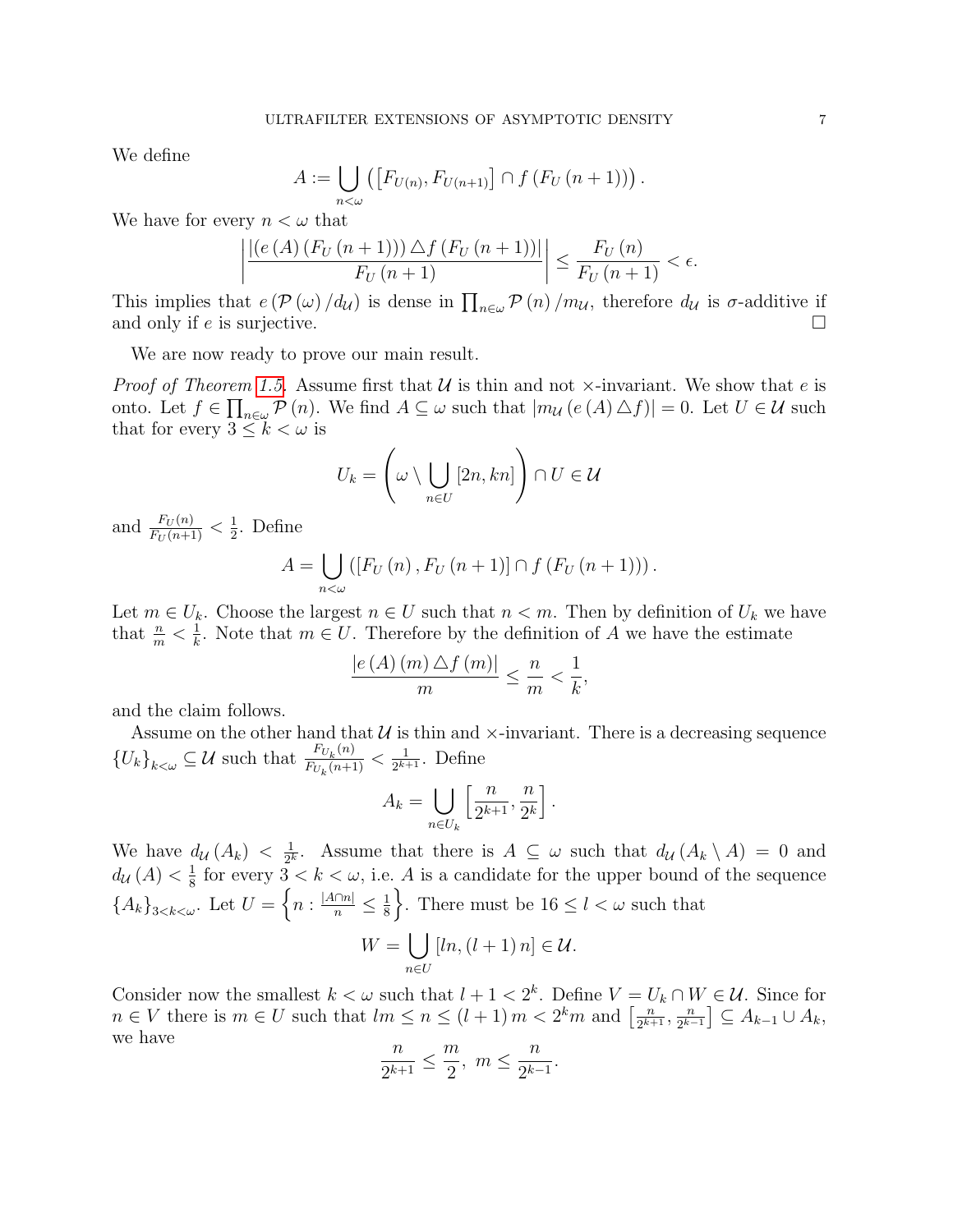We define

$$A := \bigcup_{n<\omega} \left( \left[F_{U(n)}, F_{U(n+1)}\right] \cap f\left(F_U\left(n+1\right)\right)\right).$$

We have for every $n < \omega$ that

$$\left| \frac{\left|\left(e\left(A\right)\left(F_U\left(n+1\right)\right)\right) \triangle f\left(F_U\left(n+1\right)\right)\right|}{F_U\left(n+1\right)} \right| \leq \frac{F_U\left(n\right)}{F_U\left(n+1\right)} < \epsilon.$$

This implies that $e\left(\mathcal{P}\left(\omega\right)/d_{\mathcal{U}}\right)$ is dense in $\prod_{n\in\omega} \mathcal{P}\left(n\right)/m_{\mathcal{U}}$, therefore $d_{\mathcal{U}}$ is $\sigma$-additive if and only if $e$ is surjective. $\square$

We are now ready to prove our main result.

*Proof of Theorem 1.5.* Assume first that $\mathcal{U}$ is thin and not $\times$-invariant. We show that $e$ is onto. Let $f \in \prod_{n\in\omega} \mathcal{P}\left(n\right)$. We find $A \subseteq \omega$ such that $\left|m_{\mathcal{U}}\left(e\left(A\right)\triangle f\right)\right| = 0$. Let $U \in \mathcal{U}$ such that for every $3 \leq k < \omega$ is

$$U_k = \left(\omega \setminus \bigcup_{n\in U} \left[2n, kn\right]\right) \cap U \in \mathcal{U}$$

and $\frac{F_U(n)}{F_U(n+1)} < \frac{1}{2}$. Define

$$A = \bigcup_{n<\omega} \left(\left[F_U\left(n\right), F_U\left(n+1\right)\right] \cap f\left(F_U\left(n+1\right)\right)\right).$$

Let $m \in U_k$. Choose the largest $n \in U$ such that $n < m$. Then by definition of $U_k$ we have that $\frac{n}{m} < \frac{1}{k}$. Note that $m \in U$. Therefore by the definition of $A$ we have the estimate

$$\frac{\left|e\left(A\right)\left(m\right)\triangle f\left(m\right)\right|}{m} \leq \frac{n}{m} < \frac{1}{k},$$

and the claim follows.

Assume on the other hand that $\mathcal{U}$ is thin and $\times$-invariant. There is a decreasing sequence $\left\{U_k\right\}_{k<\omega} \subseteq \mathcal{U}$ such that $\frac{F_{U_k}(n)}{F_{U_k}(n+1)} < \frac{1}{2^{k+1}}$. Define

$$A_k = \bigcup_{n\in U_k} \left[\frac{n}{2^{k+1}}, \frac{n}{2^k}\right].$$

We have $d_{\mathcal{U}}\left(A_k\right) < \frac{1}{2^k}$. Assume that there is $A \subseteq \omega$ such that $d_{\mathcal{U}}\left(A_k \setminus A\right) = 0$ and $d_{\mathcal{U}}\left(A\right) < \frac{1}{8}$ for every $3 < k < \omega$, i.e. $A$ is a candidate for the upper bound of the sequence $\left\{A_k\right\}_{3<k<\omega}$. Let $U = \left\{n : \frac{|A\cap n|}{n} \leq \frac{1}{8}\right\}$. There must be $16 \leq l < \omega$ such that

$$W = \bigcup_{n\in U} \left[ln, \left(l+1\right)n\right] \in \mathcal{U}.$$

Consider now the smallest $k < \omega$ such that $l + 1 < 2^k$. Define $V = U_k \cap W \in \mathcal{U}$. Since for $n \in V$ there is $m \in U$ such that $lm \leq n \leq \left(l+1\right)m < 2^k m$ and $\left[\frac{n}{2^{k+1}}, \frac{n}{2^{k-1}}\right] \subseteq A_{k-1} \cup A_k$, we have

$$\frac{n}{2^{k+1}} \leq \frac{m}{2},\ m \leq \frac{n}{2^{k-1}}.$$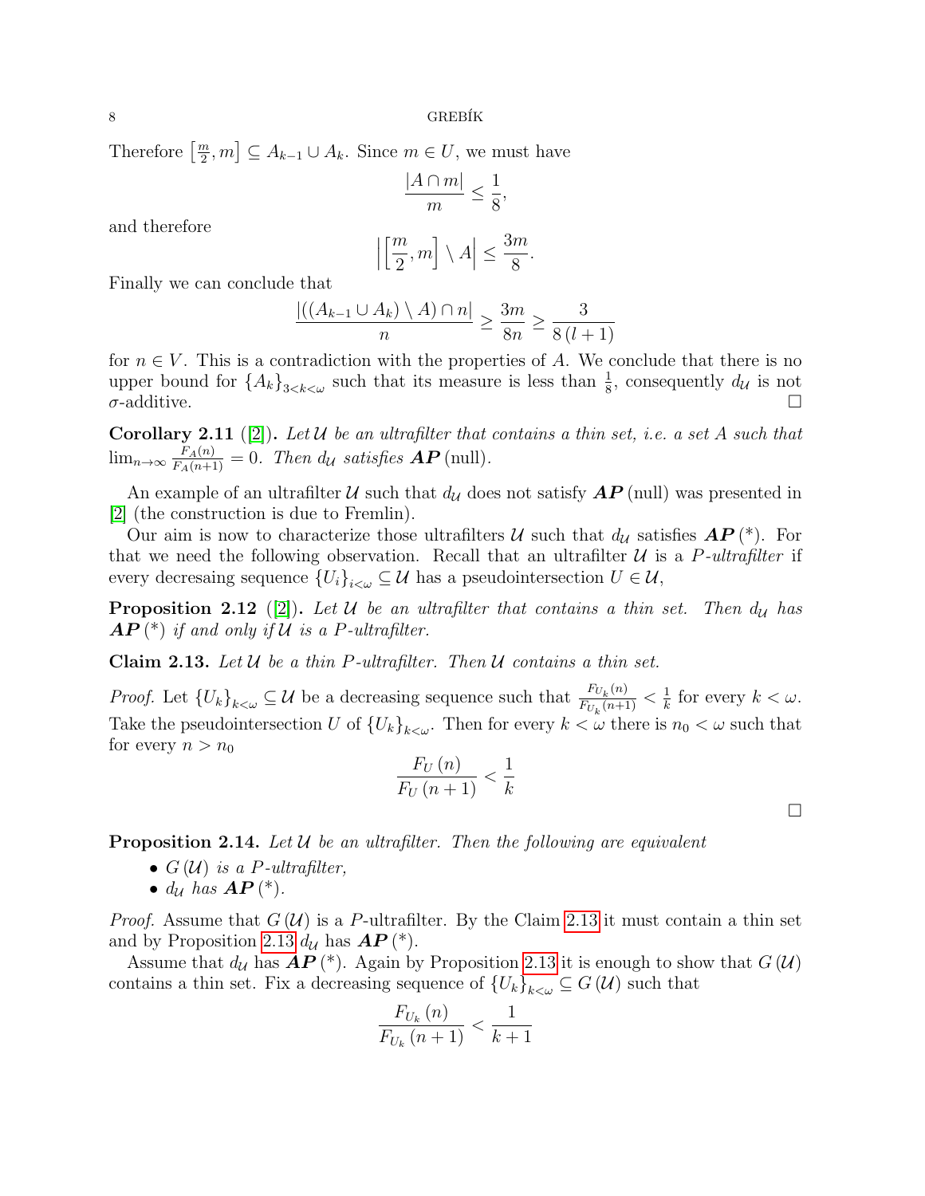Therefore $\left[\frac{m}{2}, m\right] \subseteq A_{k-1} \cup A_k$. Since $m \in U$, we must have

$$\frac{|A \cap m|}{m} \leq \frac{1}{8},$$

and therefore

$$\left|\left[\frac{m}{2}, m\right] \setminus A\right| \leq \frac{3m}{8}.$$

Finally we can conclude that

$$\frac{|((A_{k-1} \cup A_k) \setminus A) \cap n|}{n} \geq \frac{3m}{8n} \geq \frac{3}{8(l+1)}$$

for $n \in V$. This is a contradiction with the properties of $A$. We conclude that there is no upper bound for $\{A_k\}_{3<k<\omega}$ such that its measure is less than $\frac{1}{8}$, consequently $d_{\mathcal{U}}$ is not $\sigma$-additive. □

**Corollary 2.11** ([2]). *Let $\mathcal{U}$ be an ultrafilter that contains a thin set, i.e. a set $A$ such that $\lim_{n\to\infty} \frac{F_A(n)}{F_A(n+1)} = 0$. Then $d_{\mathcal{U}}$ satisfies $\boldsymbol{AP}$ (null).*

An example of an ultrafilter $\mathcal{U}$ such that $d_{\mathcal{U}}$ does not satisfy $\boldsymbol{AP}$ (null) was presented in [2] (the construction is due to Fremlin).

Our aim is now to characterize those ultrafilters $\mathcal{U}$ such that $d_{\mathcal{U}}$ satisfies $\boldsymbol{AP}$ (\*). For that we need the following observation. Recall that an ultrafilter $\mathcal{U}$ is a *$P$-ultrafilter* if every decresaing sequence $\{U_i\}_{i<\omega} \subseteq \mathcal{U}$ has a pseudointersection $U \in \mathcal{U}$,

**Proposition 2.12** ([2]). *Let $\mathcal{U}$ be an ultrafilter that contains a thin set. Then $d_{\mathcal{U}}$ has $\boldsymbol{AP}$ (\*) if and only if $\mathcal{U}$ is a $P$-ultrafilter.*

**Claim 2.13.** *Let $\mathcal{U}$ be a thin $P$-ultrafilter. Then $\mathcal{U}$ contains a thin set.*

*Proof.* Let $\{U_k\}_{k<\omega} \subseteq \mathcal{U}$ be a decreasing sequence such that $\frac{F_{U_k}(n)}{F_{U_k}(n+1)} < \frac{1}{k}$ for every $k < \omega$. Take the pseudointersection $U$ of $\{U_k\}_{k<\omega}$. Then for every $k < \omega$ there is $n_0 < \omega$ such that for every $n > n_0$

$$\frac{F_U(n)}{F_U(n+1)} < \frac{1}{k}$$

□

**Proposition 2.14.** *Let $\mathcal{U}$ be an ultrafilter. Then the following are equivalent*

- *$G(\mathcal{U})$ is a $P$-ultrafilter,*
- *$d_{\mathcal{U}}$ has $\boldsymbol{AP}$ (\*).*

*Proof.* Assume that $G(\mathcal{U})$ is a $P$-ultrafilter. By the Claim 2.13 it must contain a thin set and by Proposition 2.13 $d_{\mathcal{U}}$ has $\boldsymbol{AP}$ (\*).

Assume that $d_{\mathcal{U}}$ has $\boldsymbol{AP}$ (\*). Again by Proposition 2.13 it is enough to show that $G(\mathcal{U})$ contains a thin set. Fix a decreasing sequence of $\{U_k\}_{k<\omega} \subseteq G(\mathcal{U})$ such that

$$\frac{F_{U_k}(n)}{F_{U_k}(n+1)} < \frac{1}{k+1}$$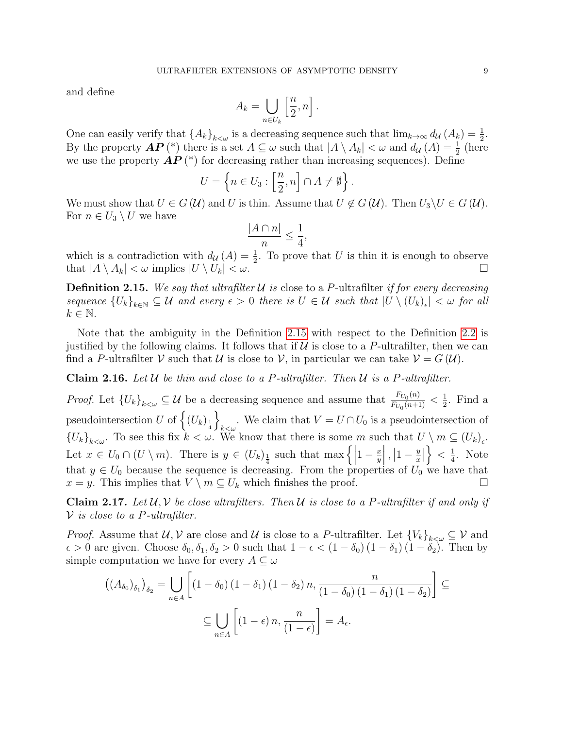and define

$$A_k = \bigcup_{n \in U_k} \left[\frac{n}{2}, n\right].$$

One can easily verify that $\{A_k\}_{k<\omega}$ is a decreasing sequence such that $\lim_{k\to\infty} d_{\mathcal{U}}(A_k) = \frac{1}{2}$. By the property $\boldsymbol{AP}(*)$ there is a set $A \subseteq \omega$ such that $|A \setminus A_k| < \omega$ and $d_{\mathcal{U}}(A) = \frac{1}{2}$ (here we use the property $\boldsymbol{AP}(*)$ for decreasing rather than increasing sequences). Define

$$U = \left\{n \in U_3 : \left[\frac{n}{2}, n\right] \cap A \neq \emptyset\right\}.$$

We must show that $U \in G(\mathcal{U})$ and $U$ is thin. Assume that $U \notin G(\mathcal{U})$. Then $U_3 \setminus U \in G(\mathcal{U})$. For $n \in U_3 \setminus U$ we have

$$\frac{|A \cap n|}{n} \leq \frac{1}{4},$$

which is a contradiction with $d_{\mathcal{U}}(A) = \frac{1}{2}$. To prove that $U$ is thin it is enough to observe that $|A \setminus A_k| < \omega$ implies $|U \setminus U_k| < \omega$. $\square$

**Definition 2.15.** *We say that ultrafilter $\mathcal{U}$ is* close to a $P$-ultrafilter *if for every decreasing sequence $\{U_k\}_{k\in\mathbb{N}} \subseteq \mathcal{U}$ and every $\epsilon > 0$ there is $U \in \mathcal{U}$ such that $|U \setminus (U_k)_\epsilon| < \omega$ for all $k \in \mathbb{N}$.*

Note that the ambiguity in the Definition 2.15 with respect to the Definition 2.2 is justified by the following claims. It follows that if $\mathcal{U}$ is close to a $P$-ultrafilter, then we can find a $P$-ultrafilter $\mathcal{V}$ such that $\mathcal{U}$ is close to $\mathcal{V}$, in particular we can take $\mathcal{V} = G(\mathcal{U})$.

**Claim 2.16.** *Let $\mathcal{U}$ be thin and close to a $P$-ultrafilter. Then $\mathcal{U}$ is a $P$-ultrafilter.*

*Proof.* Let $\{U_k\}_{k<\omega} \subseteq \mathcal{U}$ be a decreasing sequence and assume that $\frac{F_{U_0}(n)}{F_{U_0}(n+1)} < \frac{1}{2}$. Find a pseudointersection $U$ of $\left\{(U_k)_{\frac{1}{4}}\right\}_{k<\omega}$. We claim that $V = U \cap U_0$ is a pseudointersection of $\{U_k\}_{k<\omega}$. To see this fix $k < \omega$. We know that there is some $m$ such that $U \setminus m \subseteq (U_k)_\epsilon$. Let $x \in U_0 \cap (U \setminus m)$. There is $y \in (U_k)_{\frac{1}{4}}$ such that $\max\left\{\left|1 - \frac{x}{y}\right|, \left|1 - \frac{y}{x}\right|\right\} < \frac{1}{4}$. Note that $y \in U_0$ because the sequence is decreasing. From the properties of $U_0$ we have that $x = y$. This implies that $V \setminus m \subseteq U_k$ which finishes the proof. $\square$

**Claim 2.17.** *Let $\mathcal{U}, \mathcal{V}$ be close ultrafilters. Then $\mathcal{U}$ is close to a $P$-ultrafilter if and only if $\mathcal{V}$ is close to a $P$-ultrafilter.*

*Proof.* Assume that $\mathcal{U}, \mathcal{V}$ are close and $\mathcal{U}$ is close to a $P$-ultrafilter. Let $\{V_k\}_{k<\omega} \subseteq \mathcal{V}$ and $\epsilon > 0$ are given. Choose $\delta_0, \delta_1, \delta_2 > 0$ such that $1 - \epsilon < (1 - \delta_0)(1 - \delta_1)(1 - \delta_2)$. Then by simple computation we have for every $A \subseteq \omega$

$$\left((A_{\delta_0})_{\delta_1}\right)_{\delta_2} = \bigcup_{n\in A} \left[(1 - \delta_0)(1 - \delta_1)(1 - \delta_2)\, n, \frac{n}{(1 - \delta_0)(1 - \delta_1)(1 - \delta_2)}\right] \subseteq$$

$$\subseteq \bigcup_{n\in A} \left[(1 - \epsilon)\, n, \frac{n}{(1 - \epsilon)}\right] = A_\epsilon.$$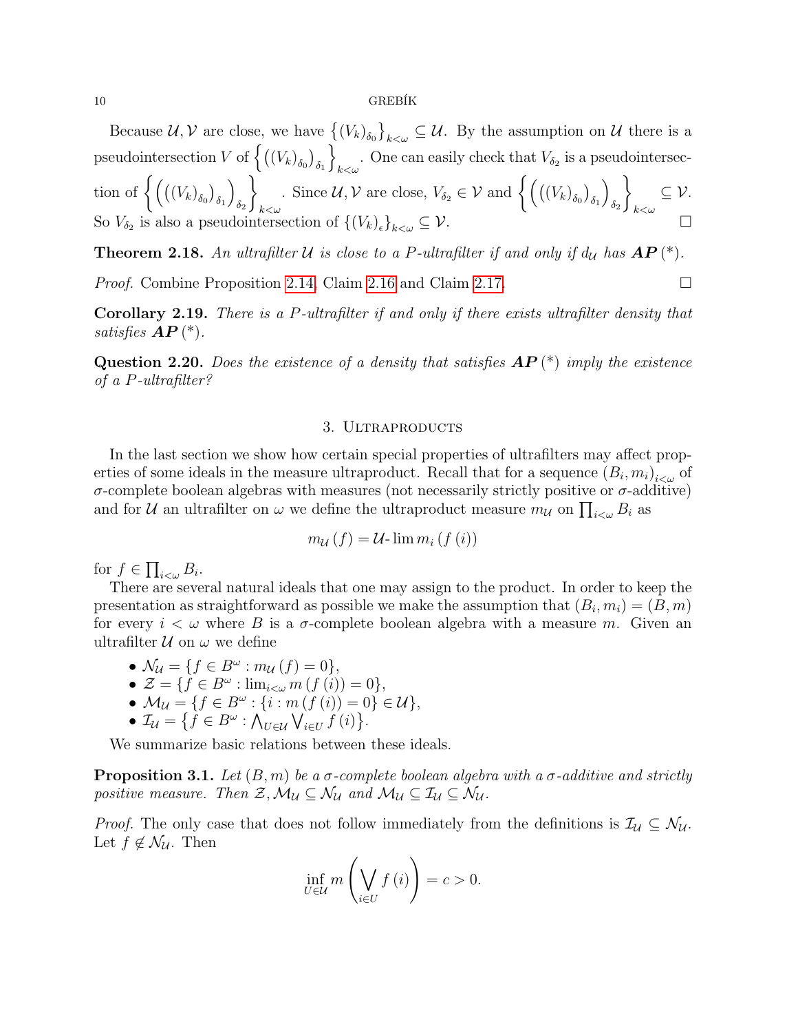Because $\mathcal{U}, \mathcal{V}$ are close, we have $\left\{ (V_k)_{\delta_0} \right\}_{k<\omega} \subseteq \mathcal{U}$. By the assumption on $\mathcal{U}$ there is a pseudointersection $V$ of $\left\{ \left( (V_k)_{\delta_0} \right)_{\delta_1} \right\}_{k<\omega}$. One can easily check that $V_{\delta_2}$ is a pseudointersection of $\left\{ \left( \left( (V_k)_{\delta_0} \right)_{\delta_1} \right)_{\delta_2} \right\}_{k<\omega}$. Since $\mathcal{U}, \mathcal{V}$ are close, $V_{\delta_2} \in \mathcal{V}$ and $\left\{ \left( \left( (V_k)_{\delta_0} \right)_{\delta_1} \right)_{\delta_2} \right\}_{k<\omega} \subseteq \mathcal{V}$. So $V_{\delta_2}$ is also a pseudointersection of $\{(V_k)_\epsilon\}_{k<\omega} \subseteq \mathcal{V}$. □

**Theorem 2.18.** *An ultrafilter $\mathcal{U}$ is close to a $P$-ultrafilter if and only if $d_\mathcal{U}$ has $\boldsymbol{AP}\,(^*)$.*

*Proof.* Combine Proposition 2.14, Claim 2.16 and Claim 2.17. □

**Corollary 2.19.** *There is a $P$-ultrafilter if and only if there exists ultrafilter density that satisfies $\boldsymbol{AP}\,(^*)$.*

**Question 2.20.** *Does the existence of a density that satisfies $\boldsymbol{AP}\,(^*)$ imply the existence of a $P$-ultrafilter?*

## 3. Ultraproducts

In the last section we show how certain special properties of ultrafilters may affect properties of some ideals in the measure ultraproduct. Recall that for a sequence $(B_i, m_i)_{i<\omega}$ of $\sigma$-complete boolean algebras with measures (not necessarily strictly positive or $\sigma$-additive) and for $\mathcal{U}$ an ultrafilter on $\omega$ we define the ultraproduct measure $m_\mathcal{U}$ on $\prod_{i<\omega} B_i$ as

$$m_\mathcal{U}(f) = \mathcal{U}\text{-}\lim m_i(f(i))$$

for $f \in \prod_{i<\omega} B_i$.

There are several natural ideals that one may assign to the product. In order to keep the presentation as straightforward as possible we make the assumption that $(B_i, m_i) = (B, m)$ for every $i < \omega$ where $B$ is a $\sigma$-complete boolean algebra with a measure $m$. Given an ultrafilter $\mathcal{U}$ on $\omega$ we define

- $\mathcal{N}_\mathcal{U} = \{f \in B^\omega : m_\mathcal{U}(f) = 0\}$,
- $\mathcal{Z} = \{f \in B^\omega : \lim_{i<\omega} m(f(i)) = 0\}$,
- $\mathcal{M}_\mathcal{U} = \{f \in B^\omega : \{i : m(f(i)) = 0\} \in \mathcal{U}\}$,
- $\mathcal{I}_\mathcal{U} = \left\{f \in B^\omega : \bigwedge_{U \in \mathcal{U}} \bigvee_{i \in U} f(i)\right\}$.

We summarize basic relations between these ideals.

**Proposition 3.1.** *Let $(B, m)$ be a $\sigma$-complete boolean algebra with a $\sigma$-additive and strictly positive measure. Then $\mathcal{Z}, \mathcal{M}_\mathcal{U} \subseteq \mathcal{N}_\mathcal{U}$ and $\mathcal{M}_\mathcal{U} \subseteq \mathcal{I}_\mathcal{U} \subseteq \mathcal{N}_\mathcal{U}$.*

*Proof.* The only case that does not follow immediately from the definitions is $\mathcal{I}_\mathcal{U} \subseteq \mathcal{N}_\mathcal{U}$. Let $f \notin \mathcal{N}_\mathcal{U}$. Then

$$\inf_{U \in \mathcal{U}} m\left(\bigvee_{i \in U} f(i)\right) = c > 0.$$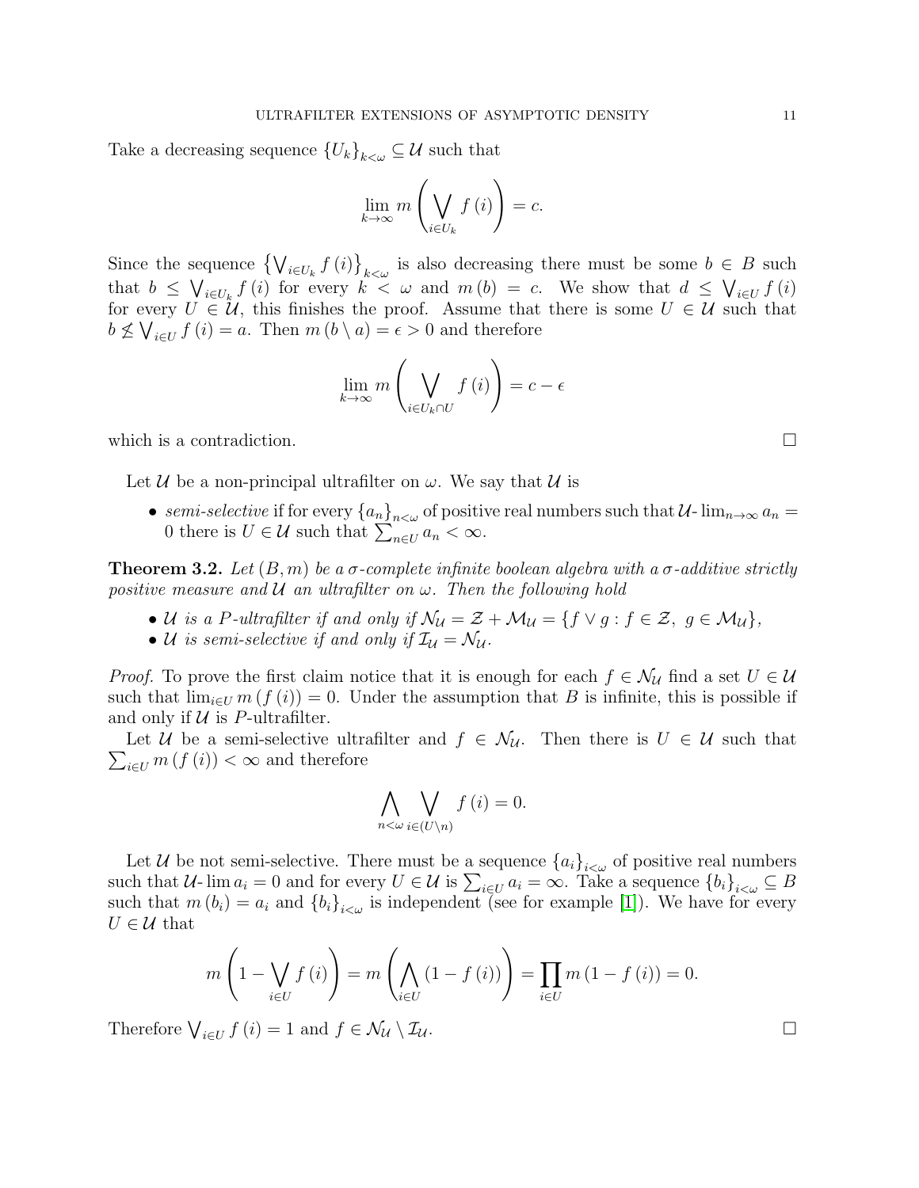Take a decreasing sequence $\{U_k\}_{k<\omega} \subseteq \mathcal{U}$ such that

$$\lim_{k\to\infty} m\left(\bigvee_{i\in U_k} f(i)\right) = c.$$

Since the sequence $\left\{\bigvee_{i\in U_k} f(i)\right\}_{k<\omega}$ is also decreasing there must be some $b \in B$ such that $b \leq \bigvee_{i\in U_k} f(i)$ for every $k < \omega$ and $m(b) = c$. We show that $d \leq \bigvee_{i\in U} f(i)$ for every $U \in \mathcal{U}$, this finishes the proof. Assume that there is some $U \in \mathcal{U}$ such that $b \not\leq \bigvee_{i\in U} f(i) = a$. Then $m(b \setminus a) = \epsilon > 0$ and therefore

$$\lim_{k\to\infty} m\left(\bigvee_{i\in U_k\cap U} f(i)\right) = c - \epsilon$$

which is a contradiction. □

Let $\mathcal{U}$ be a non-principal ultrafilter on $\omega$. We say that $\mathcal{U}$ is

- *semi-selective* if for every $\{a_n\}_{n<\omega}$ of positive real numbers such that $\mathcal{U}\text{-}\lim_{n\to\infty} a_n = 0$ there is $U \in \mathcal{U}$ such that $\sum_{n\in U} a_n < \infty$.

**Theorem 3.2.** *Let $(B, m)$ be a $\sigma$-complete infinite boolean algebra with a $\sigma$-additive strictly positive measure and $\mathcal{U}$ an ultrafilter on $\omega$. Then the following hold*

- *$\mathcal{U}$ is a $P$-ultrafilter if and only if $\mathcal{N}_{\mathcal{U}} = \mathcal{Z} + \mathcal{M}_{\mathcal{U}} = \{f \vee g : f \in \mathcal{Z},\ g \in \mathcal{M}_{\mathcal{U}}\}$,*
- *$\mathcal{U}$ is semi-selective if and only if $\mathcal{I}_{\mathcal{U}} = \mathcal{N}_{\mathcal{U}}$.*

*Proof.* To prove the first claim notice that it is enough for each $f \in \mathcal{N}_{\mathcal{U}}$ find a set $U \in \mathcal{U}$ such that $\lim_{i\in U} m(f(i)) = 0$. Under the assumption that $B$ is infinite, this is possible if and only if $\mathcal{U}$ is $P$-ultrafilter.

Let $\mathcal{U}$ be a semi-selective ultrafilter and $f \in \mathcal{N}_{\mathcal{U}}$. Then there is $U \in \mathcal{U}$ such that $\sum_{i\in U} m(f(i)) < \infty$ and therefore

$$\bigwedge_{n<\omega} \bigvee_{i\in(U\setminus n)} f(i) = 0.$$

Let $\mathcal{U}$ be not semi-selective. There must be a sequence $\{a_i\}_{i<\omega}$ of positive real numbers such that $\mathcal{U}\text{-}\lim a_i = 0$ and for every $U \in \mathcal{U}$ is $\sum_{i\in U} a_i = \infty$. Take a sequence $\{b_i\}_{i<\omega} \subseteq B$ such that $m(b_i) = a_i$ and $\{b_i\}_{i<\omega}$ is independent (see for example [1]). We have for every $U \in \mathcal{U}$ that

$$m\left(1 - \bigvee_{i\in U} f(i)\right) = m\left(\bigwedge_{i\in U} (1 - f(i))\right) = \prod_{i\in U} m(1 - f(i)) = 0.$$

Therefore $\bigvee_{i\in U} f(i) = 1$ and $f \in \mathcal{N}_{\mathcal{U}} \setminus \mathcal{I}_{\mathcal{U}}$. □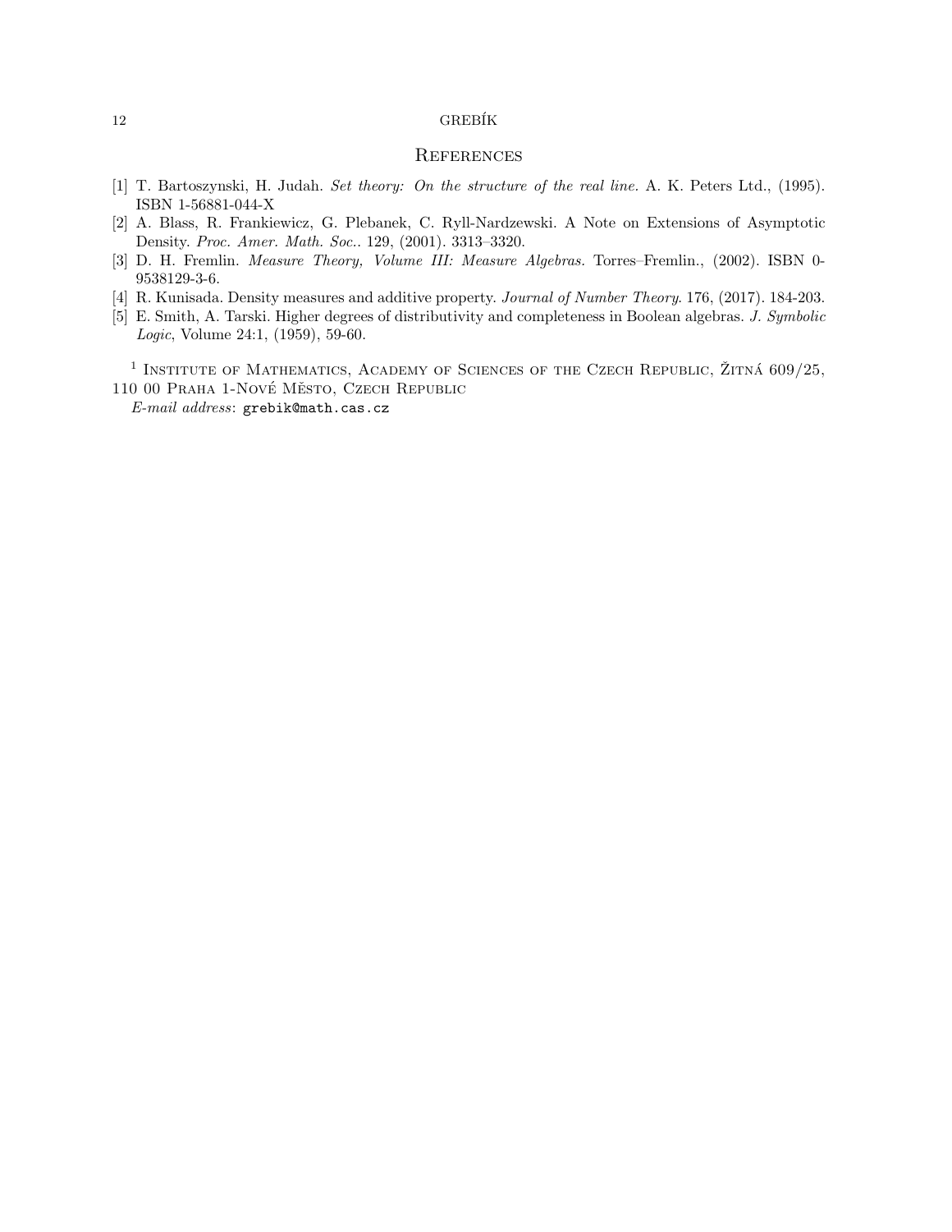## References

[1] T. Bartoszynski, H. Judah. *Set theory: On the structure of the real line.* A. K. Peters Ltd., (1995). ISBN 1-56881-044-X

[2] A. Blass, R. Frankiewicz, G. Plebanek, C. Ryll-Nardzewski. A Note on Extensions of Asymptotic Density. *Proc. Amer. Math. Soc.*. 129, (2001). 3313–3320.

[3] D. H. Fremlin. *Measure Theory, Volume III: Measure Algebras.* Torres–Fremlin., (2002). ISBN 0-9538129-3-6.

[4] R. Kunisada. Density measures and additive property. *Journal of Number Theory.* 176, (2017). 184-203.

[5] E. Smith, A. Tarski. Higher degrees of distributivity and completeness in Boolean algebras. *J. Symbolic Logic*, Volume 24:1, (1959), 59-60.

[1] Institute of Mathematics, Academy of Sciences of the Czech Republic, Žitná 609/25, 110 00 Praha 1-Nové Město, Czech Republic

*E-mail address*: grebik@math.cas.cz